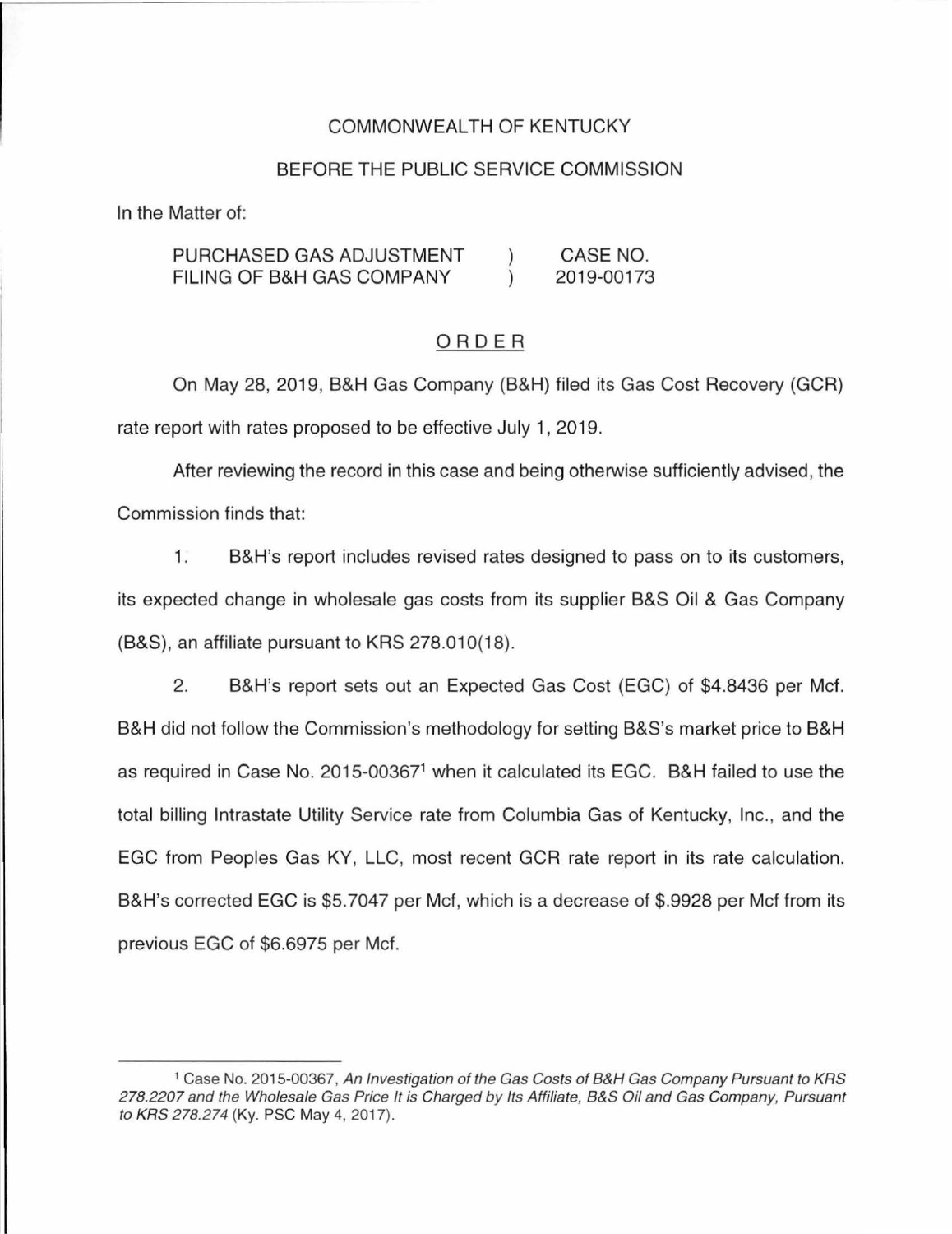COMMONWEALTH OF KENTUCKY

BEFORE THE PUBLIC SERVICE COMMISSION

In the Matter of:

| | | |
|---|---|---|
| PURCHASED GAS ADJUSTMENT FILING OF B&H GAS COMPANY | ) ) | CASE NO. 2019-00173 |

## ORDER

On May 28, 2019, B&H Gas Company (B&H) filed its Gas Cost Recovery (GCR) rate report with rates proposed to be effective July 1, 2019.

After reviewing the record in this case and being otherwise sufficiently advised, the Commission finds that:

1. B&H's report includes revised rates designed to pass on to its customers, its expected change in wholesale gas costs from its supplier B&S Oil & Gas Company (B&S), an affiliate pursuant to KRS 278.010(18).

2. B&H's report sets out an Expected Gas Cost (EGC) of $4.8436 per Mcf. B&H did not follow the Commission's methodology for setting B&S's market price to B&H as required in Case No. 2015-00367[1] when it calculated its EGC. B&H failed to use the total billing Intrastate Utility Service rate from Columbia Gas of Kentucky, Inc., and the EGC from Peoples Gas KY, LLC, most recent GCR rate report in its rate calculation. B&H's corrected EGC is $5.7047 per Mcf, which is a decrease of $.9928 per Mcf from its previous EGC of $6.6975 per Mcf.

---

[1] Case No. 2015-00367, *An Investigation of the Gas Costs of B&H Gas Company Pursuant to KRS 278.2207 and the Wholesale Gas Price It is Charged by Its Affiliate, B&S Oil and Gas Company, Pursuant to KRS 278.274* (Ky. PSC May 4, 2017).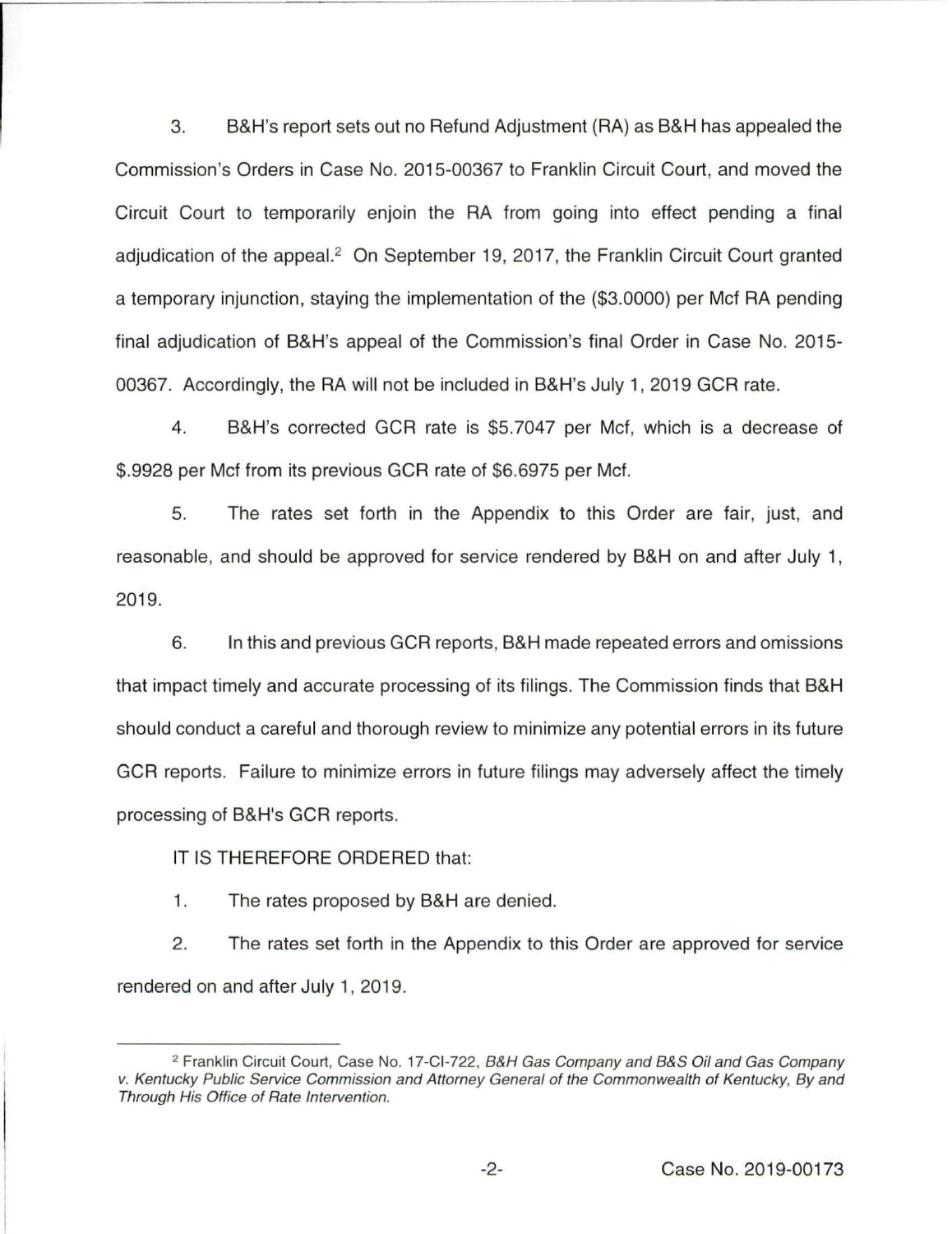3. B&H's report sets out no Refund Adjustment (RA) as B&H has appealed the Commission's Orders in Case No. 2015-00367 to Franklin Circuit Court, and moved the Circuit Court to temporarily enjoin the RA from going into effect pending a final adjudication of the appeal.[2] On September 19, 2017, the Franklin Circuit Court granted a temporary injunction, staying the implementation of the ($3.0000) per Mcf RA pending final adjudication of B&H's appeal of the Commission's final Order in Case No. 2015-00367. Accordingly, the RA will not be included in B&H's July 1, 2019 GCR rate.

4. B&H's corrected GCR rate is $5.7047 per Mcf, which is a decrease of $.9928 per Mcf from its previous GCR rate of $6.6975 per Mcf.

5. The rates set forth in the Appendix to this Order are fair, just, and reasonable, and should be approved for service rendered by B&H on and after July 1, 2019.

6. In this and previous GCR reports, B&H made repeated errors and omissions that impact timely and accurate processing of its filings. The Commission finds that B&H should conduct a careful and thorough review to minimize any potential errors in its future GCR reports. Failure to minimize errors in future filings may adversely affect the timely processing of B&H's GCR reports.

IT IS THEREFORE ORDERED that:

1. The rates proposed by B&H are denied.

2. The rates set forth in the Appendix to this Order are approved for service rendered on and after July 1, 2019.

---

[2] Franklin Circuit Court, Case No. 17-CI-722, *B&H Gas Company and B&S Oil and Gas Company v. Kentucky Public Service Commission and Attorney General of the Commonwealth of Kentucky, By and Through His Office of Rate Intervention.*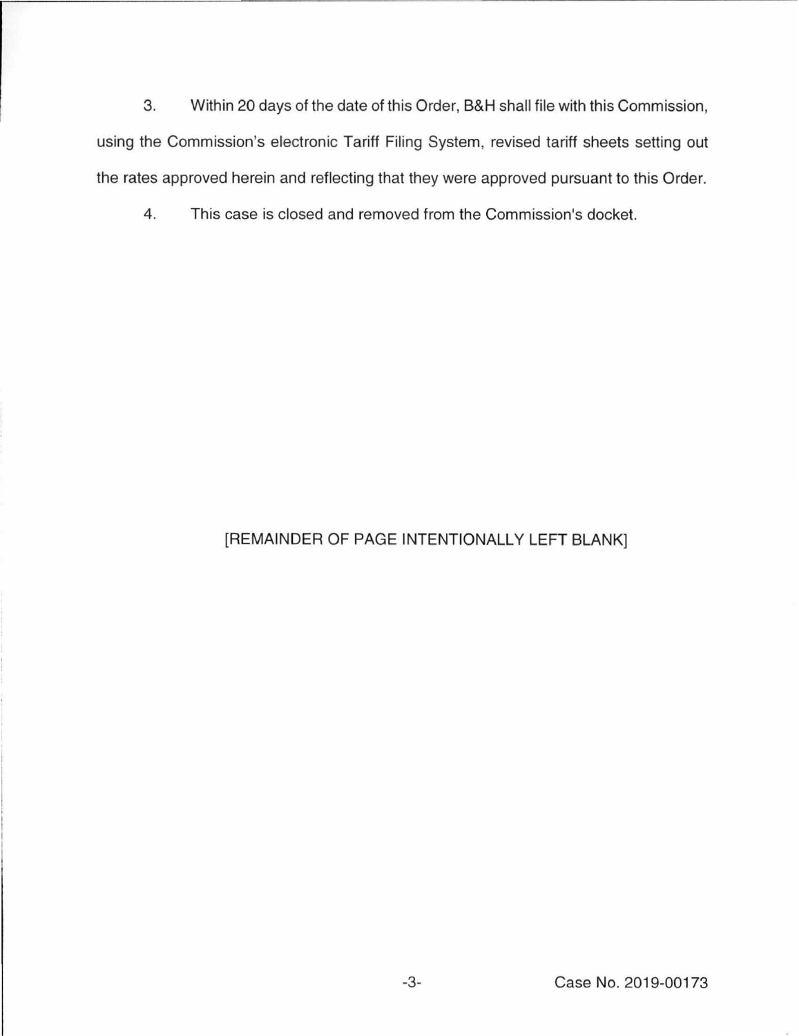3. Within 20 days of the date of this Order, B&H shall file with this Commission, using the Commission's electronic Tariff Filing System, revised tariff sheets setting out the rates approved herein and reflecting that they were approved pursuant to this Order.

4. This case is closed and removed from the Commission's docket.

[REMAINDER OF PAGE INTENTIONALLY LEFT BLANK]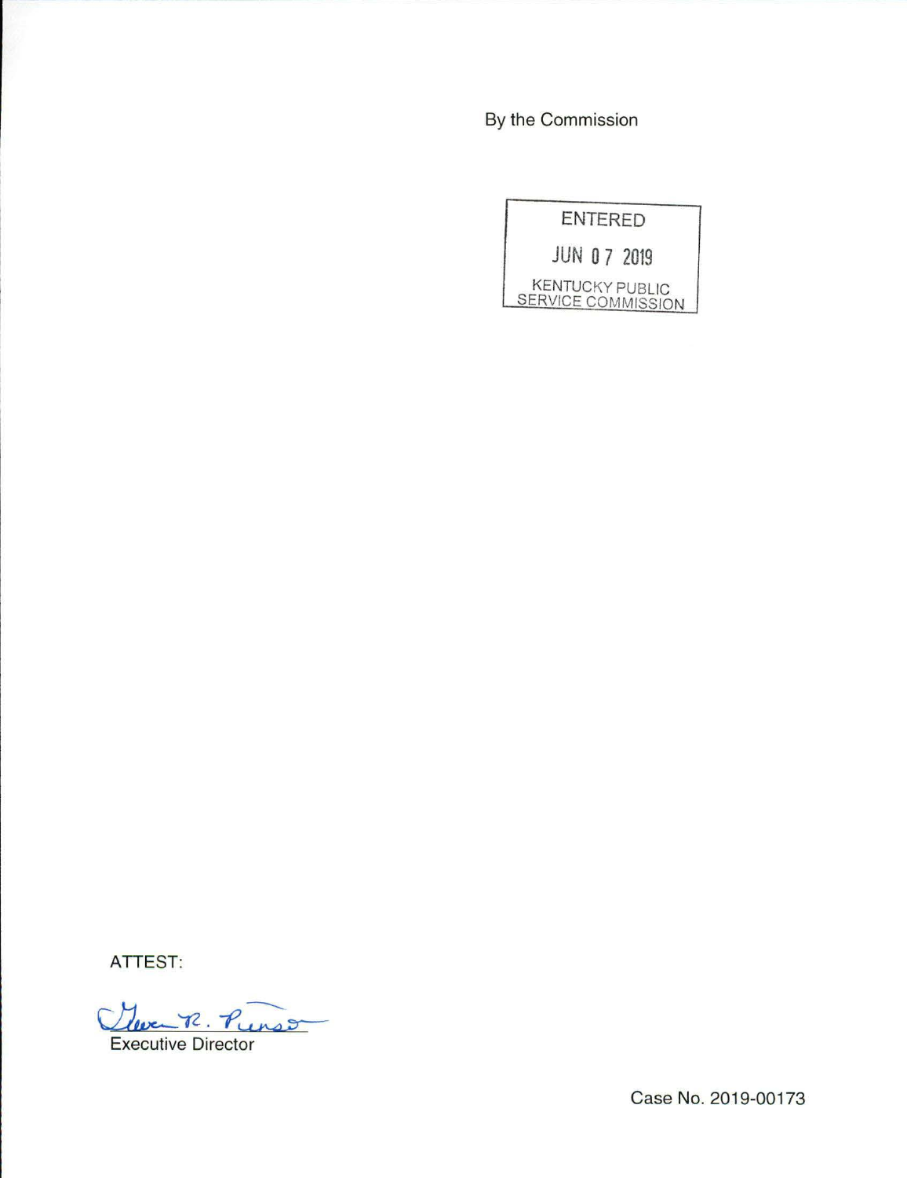By the Commission

ENTERED

JUN 07 2019

KENTUCKY PUBLIC SERVICE COMMISSION

ATTEST:

Executive Director

Case No. 2019-00173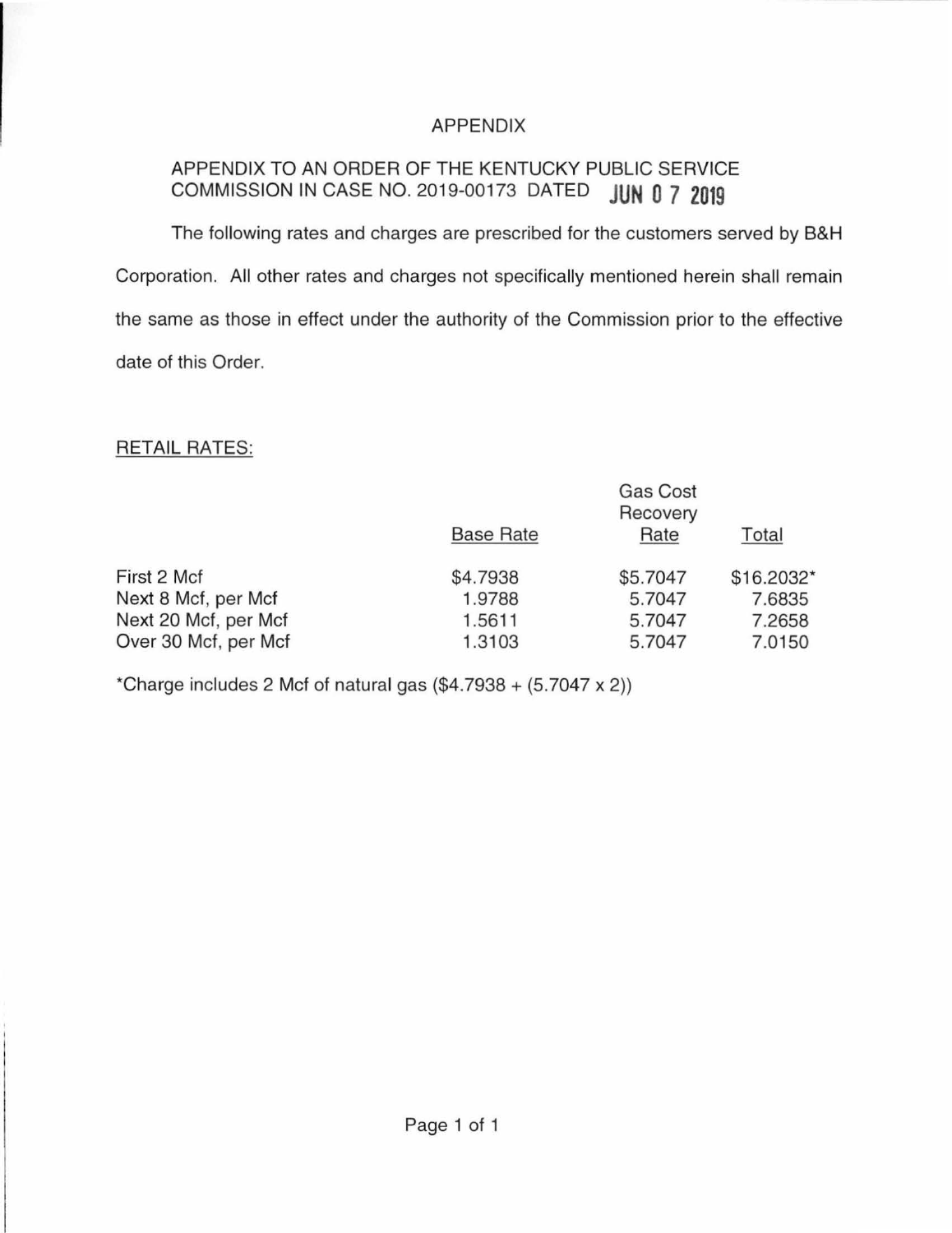# APPENDIX

APPENDIX TO AN ORDER OF THE KENTUCKY PUBLIC SERVICE COMMISSION IN CASE NO. 2019-00173 DATED **JUN 07 2019**

The following rates and charges are prescribed for the customers served by B&H Corporation. All other rates and charges not specifically mentioned herein shall remain the same as those in effect under the authority of the Commission prior to the effective date of this Order.

RETAIL RATES:

| | Base Rate | Gas Cost Recovery Rate | Total |
|---|---|---|---|
| First 2 Mcf | $4.7938 | $5.7047 | $16.2032* |
| Next 8 Mcf, per Mcf | 1.9788 | 5.7047 | 7.6835 |
| Next 20 Mcf, per Mcf | 1.5611 | 5.7047 | 7.2658 |
| Over 30 Mcf, per Mcf | 1.3103 | 5.7047 | 7.0150 |

*Charge includes 2 Mcf of natural gas ($4.7938 + (5.7047 x 2))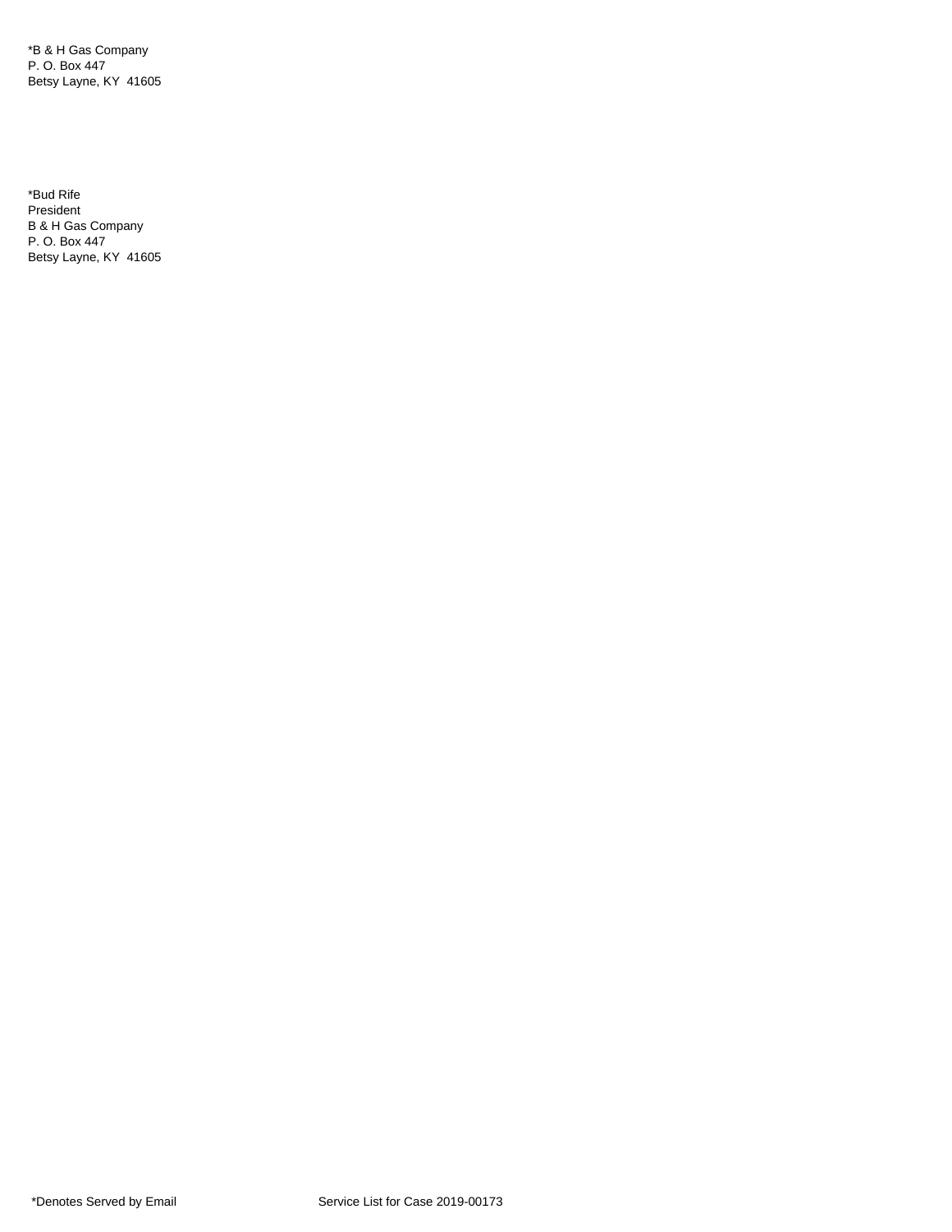*B & H Gas Company
P. O. Box 447
Betsy Layne, KY  41605

*Bud Rife
President
B & H Gas Company
P. O. Box 447
Betsy Layne, KY  41605

*Denotes Served by Email

Service List for Case 2019-00173